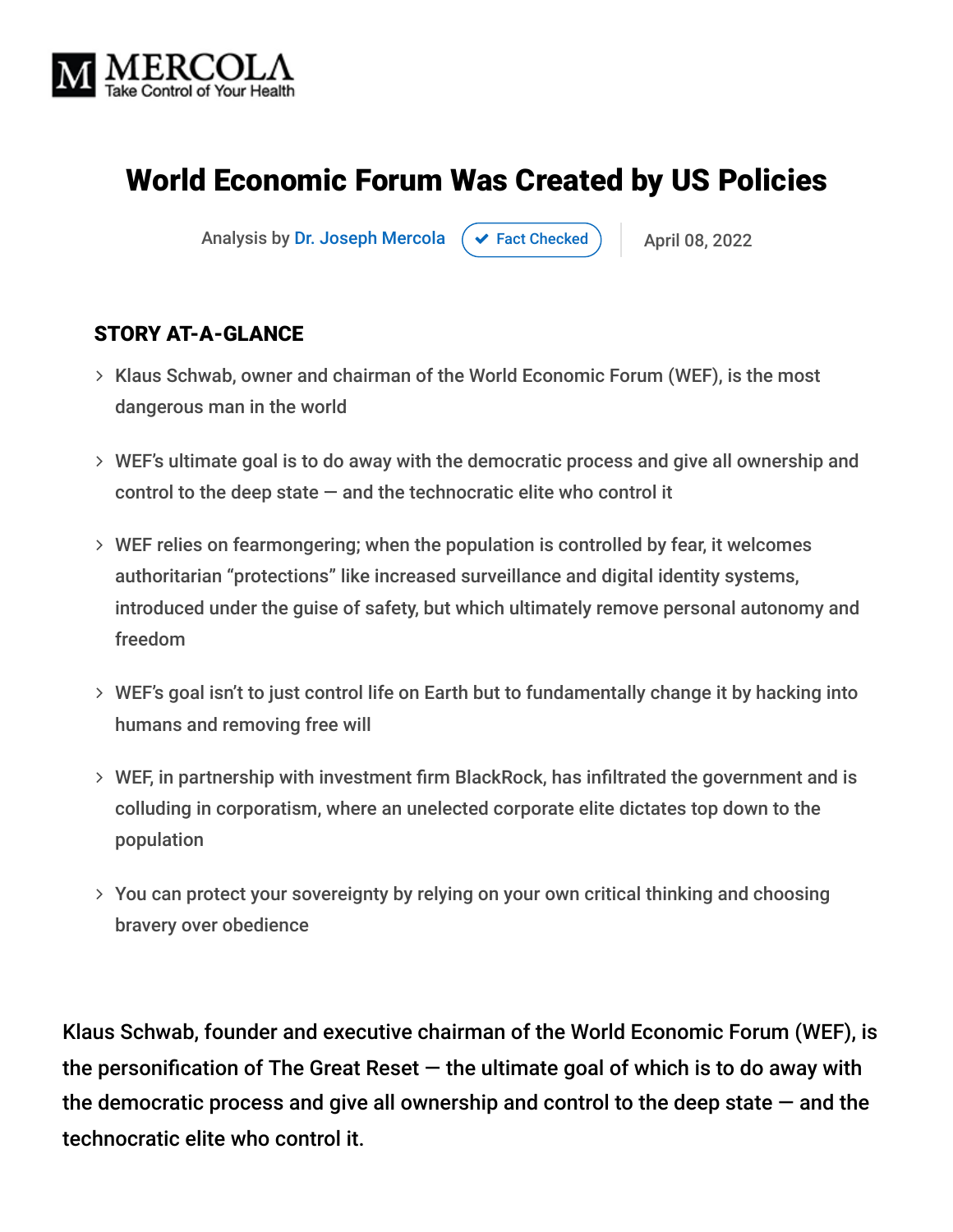MERCOLA
Take Control of Your Health

# World Economic Forum Was Created by US Policies

Analysis by Dr. Joseph Mercola | Fact Checked | April 08, 2022

### STORY AT-A-GLANCE

- Klaus Schwab, owner and chairman of the World Economic Forum (WEF), is the most dangerous man in the world
- WEF's ultimate goal is to do away with the democratic process and give all ownership and control to the deep state — and the technocratic elite who control it
- WEF relies on fearmongering; when the population is controlled by fear, it welcomes authoritarian "protections" like increased surveillance and digital identity systems, introduced under the guise of safety, but which ultimately remove personal autonomy and freedom
- WEF's goal isn't to just control life on Earth but to fundamentally change it by hacking into humans and removing free will
- WEF, in partnership with investment firm BlackRock, has infiltrated the government and is colluding in corporatism, where an unelected corporate elite dictates top down to the population
- You can protect your sovereignty by relying on your own critical thinking and choosing bravery over obedience

Klaus Schwab, founder and executive chairman of the World Economic Forum (WEF), is the personification of The Great Reset — the ultimate goal of which is to do away with the democratic process and give all ownership and control to the deep state — and the technocratic elite who control it.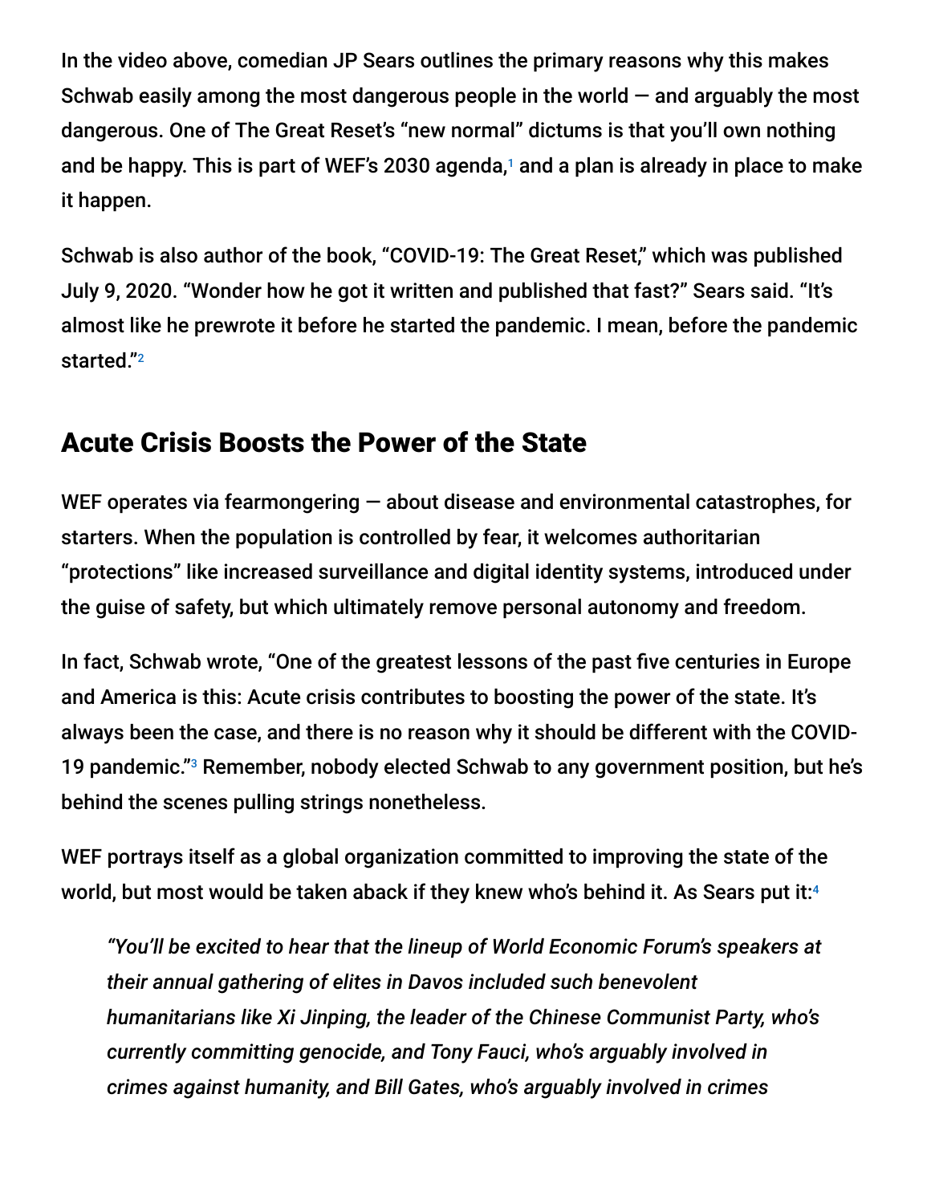In the video above, comedian JP Sears outlines the primary reasons why this makes Schwab easily among the most dangerous people in the world — and arguably the most dangerous. One of The Great Reset's "new normal" dictums is that you'll own nothing and be happy. This is part of WEF's 2030 agenda,[1] and a plan is already in place to make it happen.

Schwab is also author of the book, "COVID-19: The Great Reset," which was published July 9, 2020. "Wonder how he got it written and published that fast?" Sears said. "It's almost like he prewrote it before he started the pandemic. I mean, before the pandemic started."[2]

## Acute Crisis Boosts the Power of the State

WEF operates via fearmongering — about disease and environmental catastrophes, for starters. When the population is controlled by fear, it welcomes authoritarian "protections" like increased surveillance and digital identity systems, introduced under the guise of safety, but which ultimately remove personal autonomy and freedom.

In fact, Schwab wrote, "One of the greatest lessons of the past five centuries in Europe and America is this: Acute crisis contributes to boosting the power of the state. It's always been the case, and there is no reason why it should be different with the COVID-19 pandemic."[3] Remember, nobody elected Schwab to any government position, but he's behind the scenes pulling strings nonetheless.

WEF portrays itself as a global organization committed to improving the state of the world, but most would be taken aback if they knew who's behind it. As Sears put it:[4]

> *"You'll be excited to hear that the lineup of World Economic Forum's speakers at their annual gathering of elites in Davos included such benevolent humanitarians like Xi Jinping, the leader of the Chinese Communist Party, who's currently committing genocide, and Tony Fauci, who's arguably involved in crimes against humanity, and Bill Gates, who's arguably involved in crimes*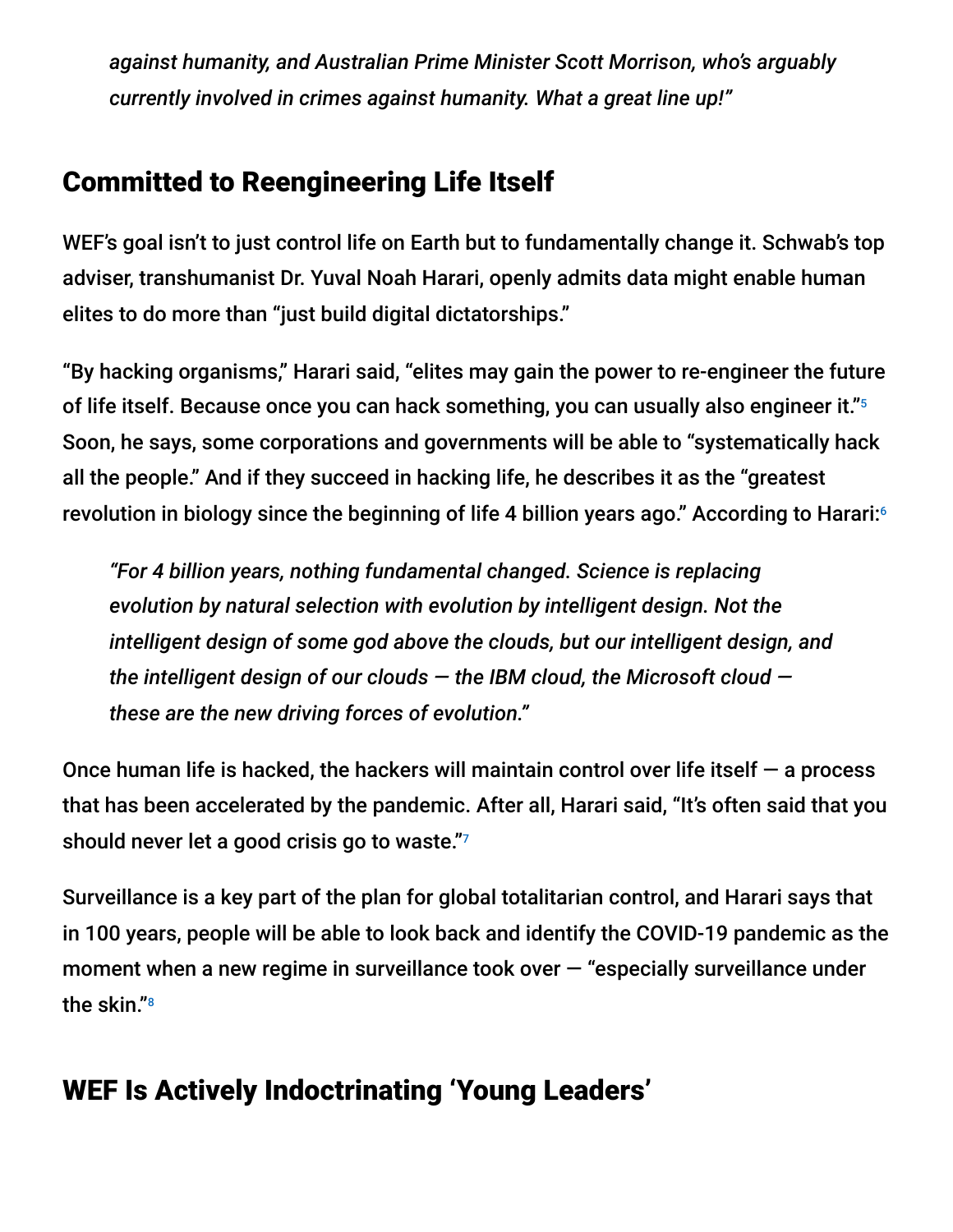*against humanity, and Australian Prime Minister Scott Morrison, who's arguably currently involved in crimes against humanity. What a great line up!"*

## Committed to Reengineering Life Itself

WEF's goal isn't to just control life on Earth but to fundamentally change it. Schwab's top adviser, transhumanist Dr. Yuval Noah Harari, openly admits data might enable human elites to do more than "just build digital dictatorships."

"By hacking organisms," Harari said, "elites may gain the power to re-engineer the future of life itself. Because once you can hack something, you can usually also engineer it."[5] Soon, he says, some corporations and governments will be able to "systematically hack all the people." And if they succeed in hacking life, he describes it as the "greatest revolution in biology since the beginning of life 4 billion years ago." According to Harari:[6]

> *"For 4 billion years, nothing fundamental changed. Science is replacing evolution by natural selection with evolution by intelligent design. Not the intelligent design of some god above the clouds, but our intelligent design, and the intelligent design of our clouds — the IBM cloud, the Microsoft cloud — these are the new driving forces of evolution."*

Once human life is hacked, the hackers will maintain control over life itself — a process that has been accelerated by the pandemic. After all, Harari said, "It's often said that you should never let a good crisis go to waste."[7]

Surveillance is a key part of the plan for global totalitarian control, and Harari says that in 100 years, people will be able to look back and identify the COVID-19 pandemic as the moment when a new regime in surveillance took over — "especially surveillance under the skin."[8]

## WEF Is Actively Indoctrinating 'Young Leaders'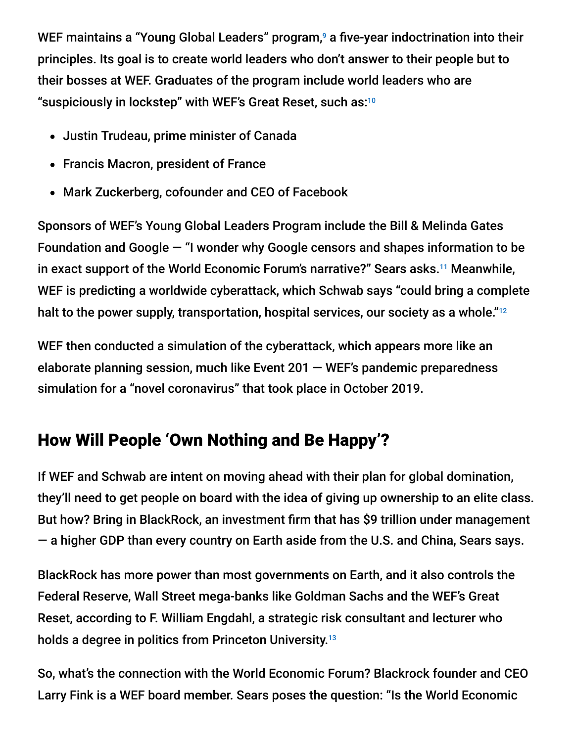WEF maintains a "Young Global Leaders" program,[9] a five-year indoctrination into their principles. Its goal is to create world leaders who don't answer to their people but to their bosses at WEF. Graduates of the program include world leaders who are "suspiciously in lockstep" with WEF's Great Reset, such as:[10]

- Justin Trudeau, prime minister of Canada
- Francis Macron, president of France
- Mark Zuckerberg, cofounder and CEO of Facebook

Sponsors of WEF's Young Global Leaders Program include the Bill & Melinda Gates Foundation and Google — "I wonder why Google censors and shapes information to be in exact support of the World Economic Forum's narrative?" Sears asks.[11] Meanwhile, WEF is predicting a worldwide cyberattack, which Schwab says "could bring a complete halt to the power supply, transportation, hospital services, our society as a whole."[12]

WEF then conducted a simulation of the cyberattack, which appears more like an elaborate planning session, much like Event 201 — WEF's pandemic preparedness simulation for a "novel coronavirus" that took place in October 2019.

## How Will People 'Own Nothing and Be Happy'?

If WEF and Schwab are intent on moving ahead with their plan for global domination, they'll need to get people on board with the idea of giving up ownership to an elite class. But how? Bring in BlackRock, an investment firm that has $9 trillion under management — a higher GDP than every country on Earth aside from the U.S. and China, Sears says.

BlackRock has more power than most governments on Earth, and it also controls the Federal Reserve, Wall Street mega-banks like Goldman Sachs and the WEF's Great Reset, according to F. William Engdahl, a strategic risk consultant and lecturer who holds a degree in politics from Princeton University.[13]

So, what's the connection with the World Economic Forum? Blackrock founder and CEO Larry Fink is a WEF board member. Sears poses the question: "Is the World Economic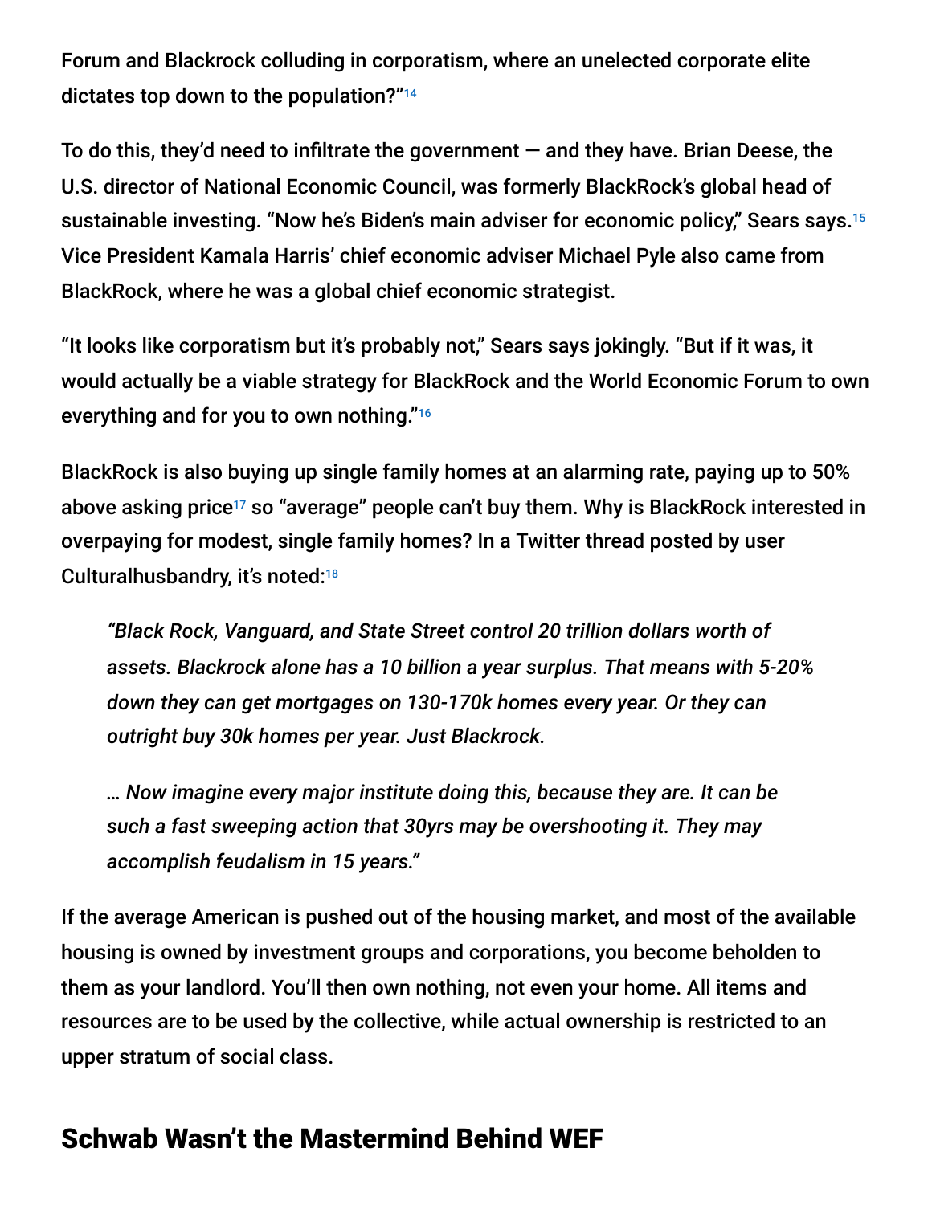Forum and Blackrock colluding in corporatism, where an unelected corporate elite dictates top down to the population?"[14]

To do this, they'd need to infiltrate the government — and they have. Brian Deese, the U.S. director of National Economic Council, was formerly BlackRock's global head of sustainable investing. "Now he's Biden's main adviser for economic policy," Sears says.[15] Vice President Kamala Harris' chief economic adviser Michael Pyle also came from BlackRock, where he was a global chief economic strategist.

"It looks like corporatism but it's probably not," Sears says jokingly. "But if it was, it would actually be a viable strategy for BlackRock and the World Economic Forum to own everything and for you to own nothing."[16]

BlackRock is also buying up single family homes at an alarming rate, paying up to 50% above asking price[17] so "average" people can't buy them. Why is BlackRock interested in overpaying for modest, single family homes? In a Twitter thread posted by user Culturalhusbandry, it's noted:[18]

> *"Black Rock, Vanguard, and State Street control 20 trillion dollars worth of assets. Blackrock alone has a 10 billion a year surplus. That means with 5-20% down they can get mortgages on 130-170k homes every year. Or they can outright buy 30k homes per year. Just Blackrock.*
>
> *… Now imagine every major institute doing this, because they are. It can be such a fast sweeping action that 30yrs may be overshooting it. They may accomplish feudalism in 15 years."*

If the average American is pushed out of the housing market, and most of the available housing is owned by investment groups and corporations, you become beholden to them as your landlord. You'll then own nothing, not even your home. All items and resources are to be used by the collective, while actual ownership is restricted to an upper stratum of social class.

## Schwab Wasn't the Mastermind Behind WEF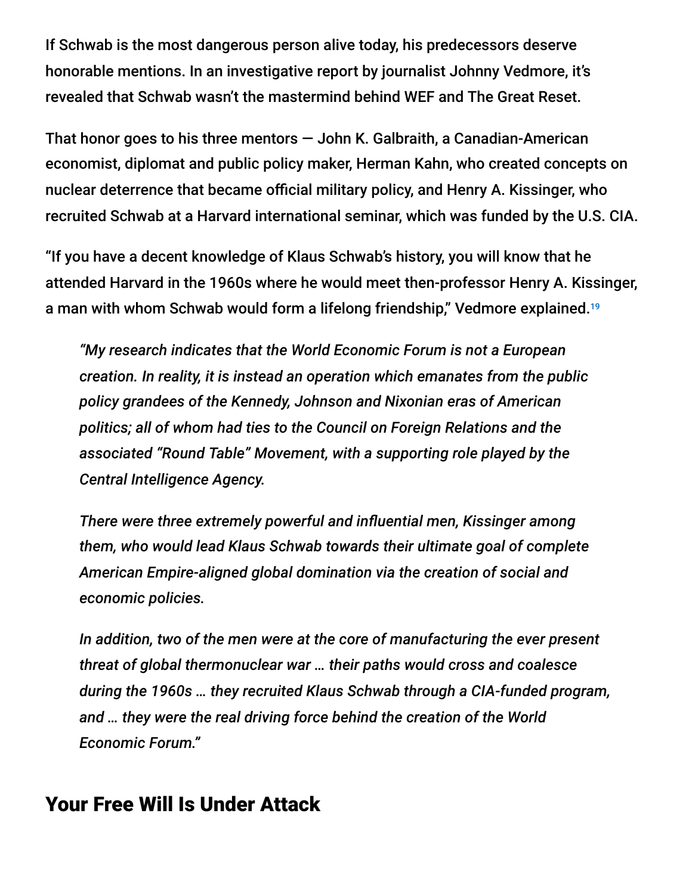If Schwab is the most dangerous person alive today, his predecessors deserve honorable mentions. In an investigative report by journalist Johnny Vedmore, it's revealed that Schwab wasn't the mastermind behind WEF and The Great Reset.

That honor goes to his three mentors — John K. Galbraith, a Canadian-American economist, diplomat and public policy maker, Herman Kahn, who created concepts on nuclear deterrence that became official military policy, and Henry A. Kissinger, who recruited Schwab at a Harvard international seminar, which was funded by the U.S. CIA.

"If you have a decent knowledge of Klaus Schwab's history, you will know that he attended Harvard in the 1960s where he would meet then-professor Henry A. Kissinger, a man with whom Schwab would form a lifelong friendship," Vedmore explained.[19]

> *"My research indicates that the World Economic Forum is not a European creation. In reality, it is instead an operation which emanates from the public policy grandees of the Kennedy, Johnson and Nixonian eras of American politics; all of whom had ties to the Council on Foreign Relations and the associated "Round Table" Movement, with a supporting role played by the Central Intelligence Agency.*
>
> *There were three extremely powerful and influential men, Kissinger among them, who would lead Klaus Schwab towards their ultimate goal of complete American Empire-aligned global domination via the creation of social and economic policies.*
>
> *In addition, two of the men were at the core of manufacturing the ever present threat of global thermonuclear war … their paths would cross and coalesce during the 1960s … they recruited Klaus Schwab through a CIA-funded program, and … they were the real driving force behind the creation of the World Economic Forum."*

## Your Free Will Is Under Attack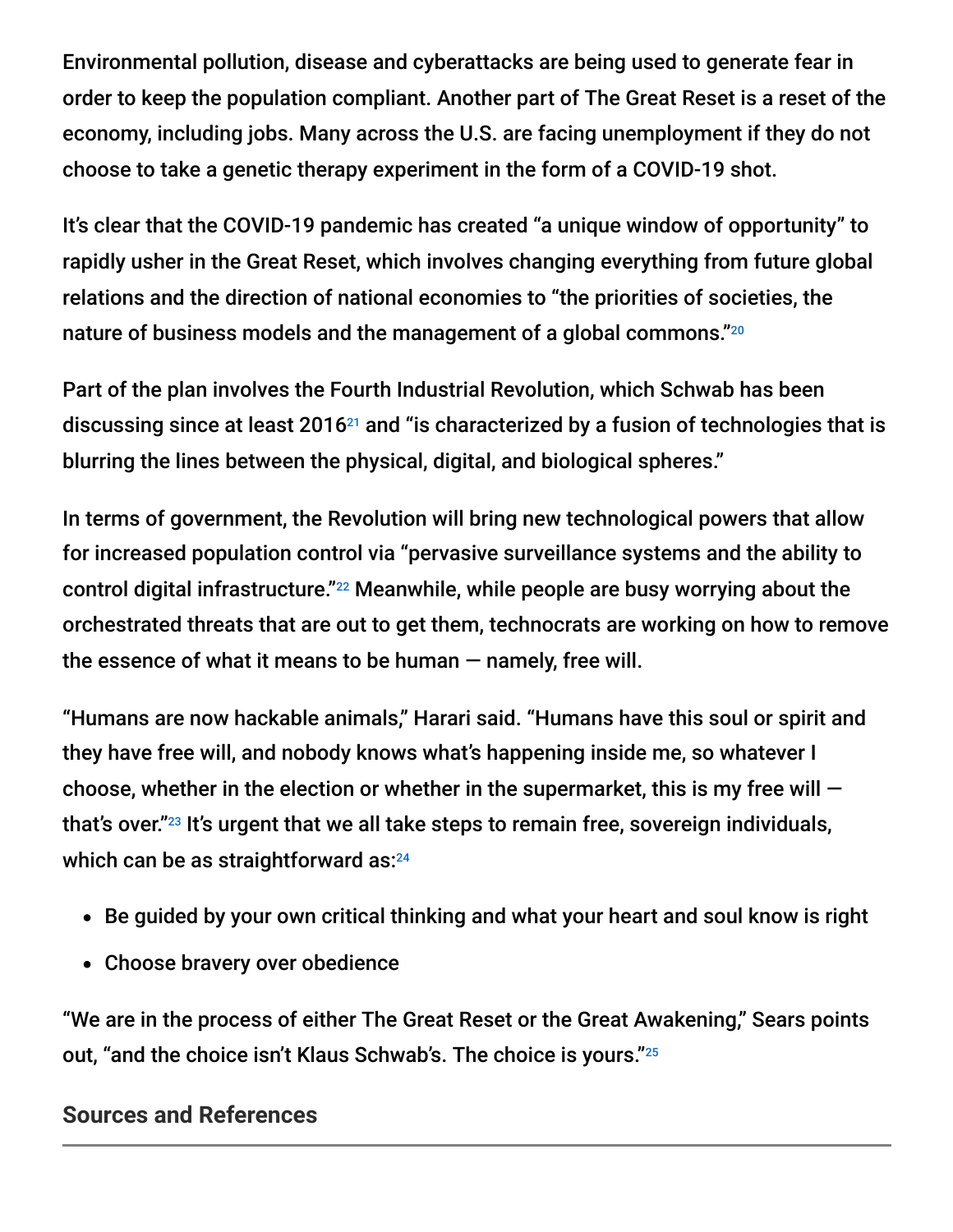Environmental pollution, disease and cyberattacks are being used to generate fear in order to keep the population compliant. Another part of The Great Reset is a reset of the economy, including jobs. Many across the U.S. are facing unemployment if they do not choose to take a genetic therapy experiment in the form of a COVID-19 shot.

It's clear that the COVID-19 pandemic has created "a unique window of opportunity" to rapidly usher in the Great Reset, which involves changing everything from future global relations and the direction of national economies to "the priorities of societies, the nature of business models and the management of a global commons."[20]

Part of the plan involves the Fourth Industrial Revolution, which Schwab has been discussing since at least 2016[21] and "is characterized by a fusion of technologies that is blurring the lines between the physical, digital, and biological spheres."

In terms of government, the Revolution will bring new technological powers that allow for increased population control via "pervasive surveillance systems and the ability to control digital infrastructure."[22] Meanwhile, while people are busy worrying about the orchestrated threats that are out to get them, technocrats are working on how to remove the essence of what it means to be human — namely, free will.

"Humans are now hackable animals," Harari said. "Humans have this soul or spirit and they have free will, and nobody knows what's happening inside me, so whatever I choose, whether in the election or whether in the supermarket, this is my free will — that's over."[23] It's urgent that we all take steps to remain free, sovereign individuals, which can be as straightforward as:[24]

- Be guided by your own critical thinking and what your heart and soul know is right
- Choose bravery over obedience

"We are in the process of either The Great Reset or the Great Awakening," Sears points out, "and the choice isn't Klaus Schwab's. The choice is yours."[25]

## Sources and References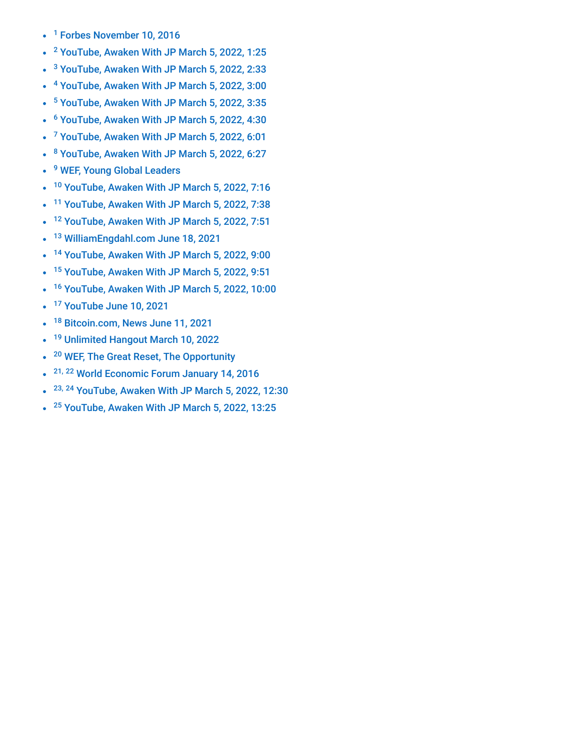- [1] Forbes November 10, 2016
- [2] YouTube, Awaken With JP March 5, 2022, 1:25
- [3] YouTube, Awaken With JP March 5, 2022, 2:33
- [4] YouTube, Awaken With JP March 5, 2022, 3:00
- [5] YouTube, Awaken With JP March 5, 2022, 3:35
- [6] YouTube, Awaken With JP March 5, 2022, 4:30
- [7] YouTube, Awaken With JP March 5, 2022, 6:01
- [8] YouTube, Awaken With JP March 5, 2022, 6:27
- [9] WEF, Young Global Leaders
- [10] YouTube, Awaken With JP March 5, 2022, 7:16
- [11] YouTube, Awaken With JP March 5, 2022, 7:38
- [12] YouTube, Awaken With JP March 5, 2022, 7:51
- [13] WilliamEngdahl.com June 18, 2021
- [14] YouTube, Awaken With JP March 5, 2022, 9:00
- [15] YouTube, Awaken With JP March 5, 2022, 9:51
- [16] YouTube, Awaken With JP March 5, 2022, 10:00
- [17] YouTube June 10, 2021
- [18] Bitcoin.com, News June 11, 2021
- [19] Unlimited Hangout March 10, 2022
- [20] WEF, The Great Reset, The Opportunity
- [21, 22] World Economic Forum January 14, 2016
- [23, 24] YouTube, Awaken With JP March 5, 2022, 12:30
- [25] YouTube, Awaken With JP March 5, 2022, 13:25